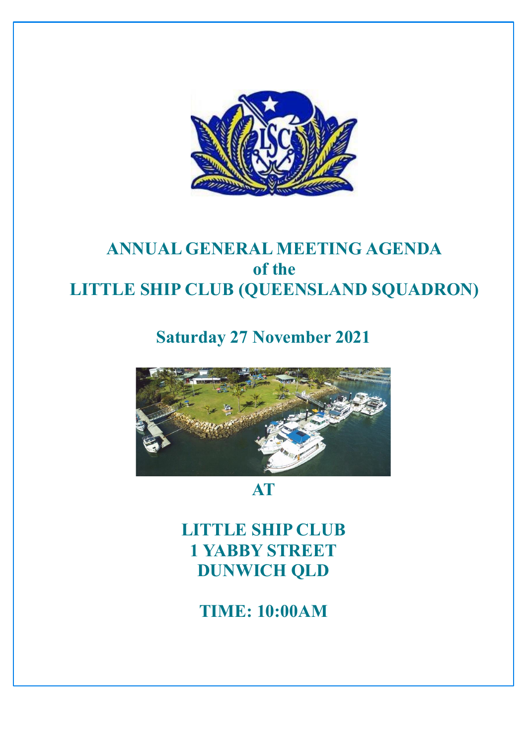# ANNUAL GENERAL MEETING AGENDA
# of the
# LITTLE SHIP CLUB (QUEENSLAND SQUADRON)

## Saturday 27 November 2021

## AT

## LITTLE SHIP CLUB
## 1 YABBY STREET
## DUNWICH QLD

## TIME: 10:00AM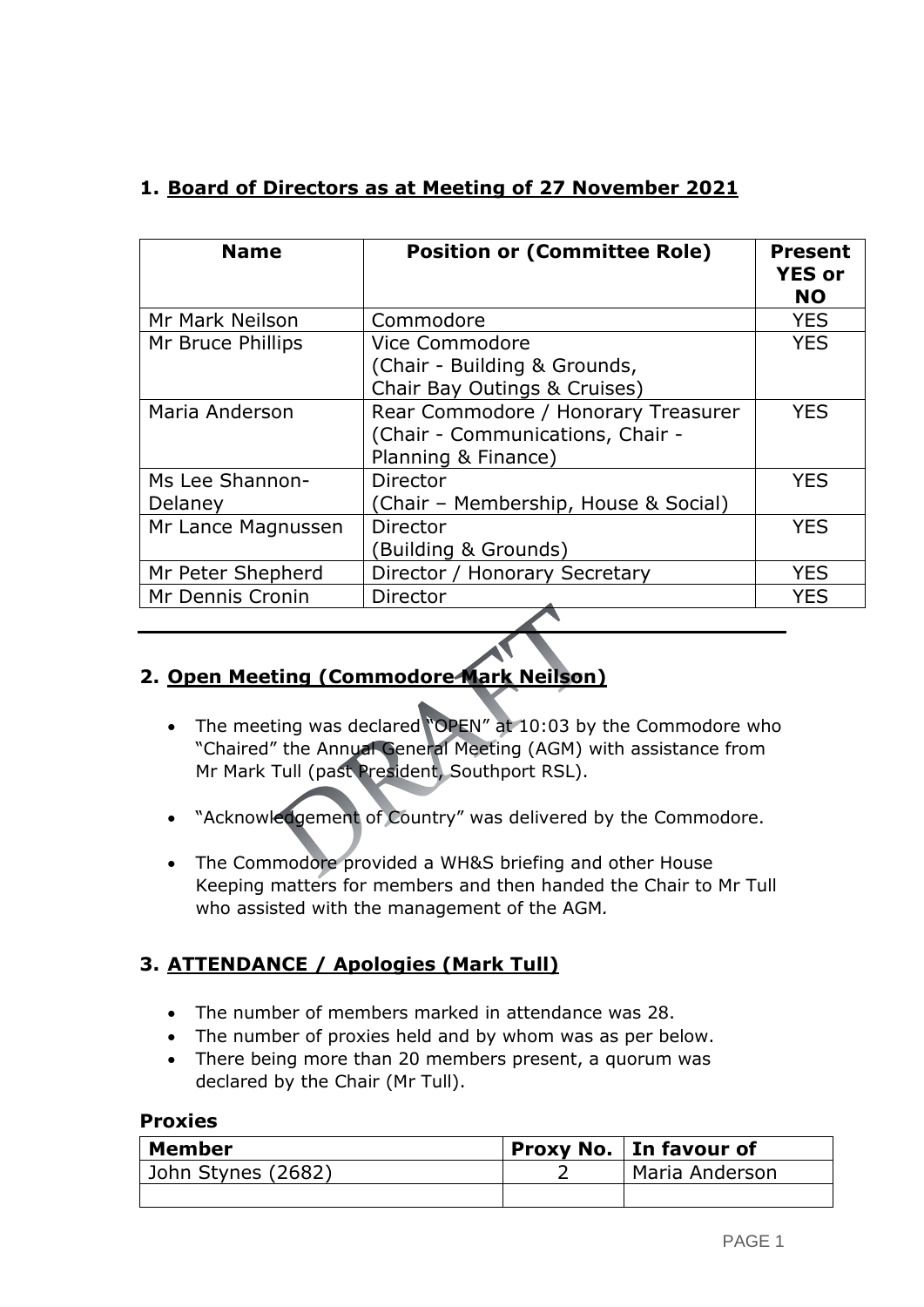## 1. Board of Directors as at Meeting of 27 November 2021

| Name | Position or (Committee Role) | Present YES or NO |
|---|---|---|
| Mr Mark Neilson | Commodore | YES |
| Mr Bruce Phillips | Vice Commodore (Chair - Building & Grounds, Chair Bay Outings & Cruises) | YES |
| Maria Anderson | Rear Commodore / Honorary Treasurer (Chair - Communications, Chair - Planning & Finance) | YES |
| Ms Lee Shannon-Delaney | Director (Chair – Membership, House & Social) | YES |
| Mr Lance Magnussen | Director (Building & Grounds) | YES |
| Mr Peter Shepherd | Director / Honorary Secretary | YES |
| Mr Dennis Cronin | Director | YES |

---

## 2. Open Meeting (Commodore Mark Neilson)

- The meeting was declared "OPEN" at 10:03 by the Commodore who "Chaired" the Annual General Meeting (AGM) with assistance from Mr Mark Tull (past President, Southport RSL).
- "Acknowledgement of Country" was delivered by the Commodore.
- The Commodore provided a WH&S briefing and other House Keeping matters for members and then handed the Chair to Mr Tull who assisted with the management of the AGM.

## 3. ATTENDANCE / Apologies (Mark Tull)

- The number of members marked in attendance was 28.
- The number of proxies held and by whom was as per below.
- There being more than 20 members present, a quorum was declared by the Chair (Mr Tull).

### Proxies

| Member | Proxy No. | In favour of |
|---|---|---|
| John Stynes (2682) | 2 | Maria Anderson |
| | | |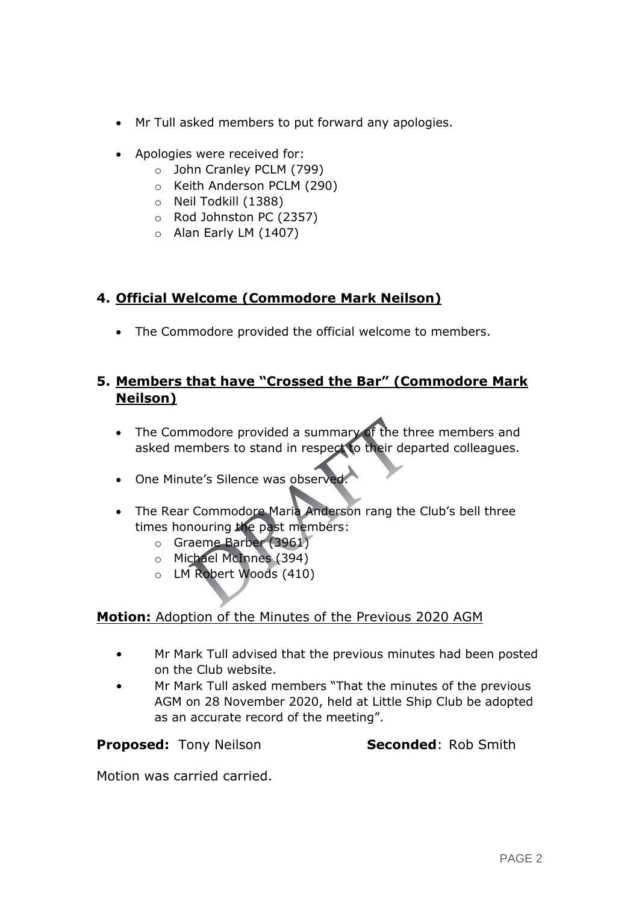- Mr Tull asked members to put forward any apologies.

- Apologies were received for:
    - John Cranley PCLM (799)
    - Keith Anderson PCLM (290)
    - Neil Todkill (1388)
    - Rod Johnston PC (2357)
    - Alan Early LM (1407)

## 4. Official Welcome (Commodore Mark Neilson)

- The Commodore provided the official welcome to members.

## 5. Members that have "Crossed the Bar" (Commodore Mark Neilson)

- The Commodore provided a summary of the three members and asked members to stand in respect to their departed colleagues.

- One Minute's Silence was observed.

- The Rear Commodore Maria Anderson rang the Club's bell three times honouring the past members:
    - Graeme Barber (3961)
    - Michael McInnes (394)
    - LM Robert Woods (410)

**Motion:** Adoption of the Minutes of the Previous 2020 AGM

- Mr Mark Tull advised that the previous minutes had been posted on the Club website.
- Mr Mark Tull asked members "That the minutes of the previous AGM on 28 November 2020, held at Little Ship Club be adopted as an accurate record of the meeting".

**Proposed:** Tony Neilson **Seconded**: Rob Smith

Motion was carried carried.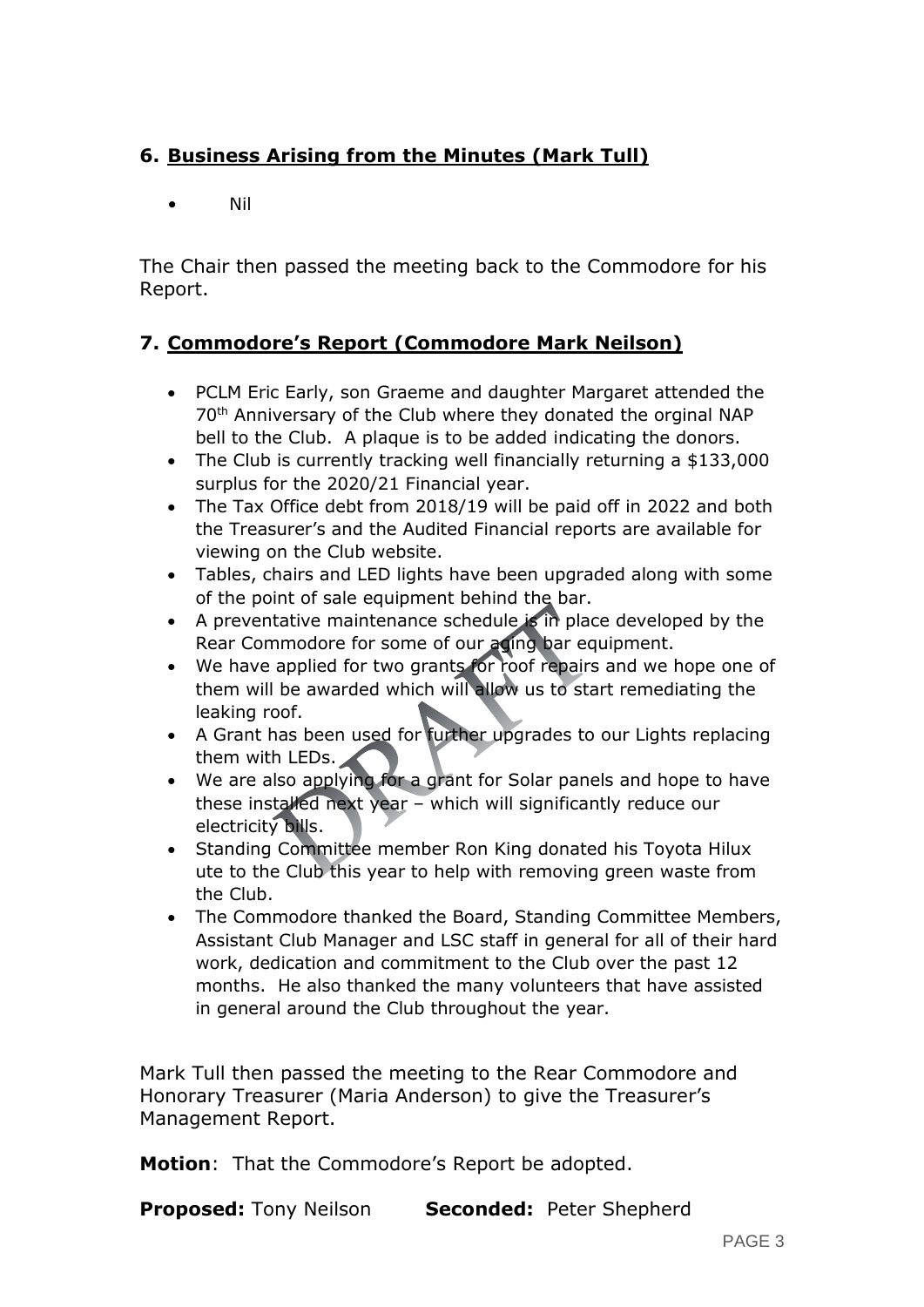## 6. Business Arising from the Minutes (Mark Tull)

- Nil

The Chair then passed the meeting back to the Commodore for his Report.

## 7. Commodore's Report (Commodore Mark Neilson)

- PCLM Eric Early, son Graeme and daughter Margaret attended the 70th Anniversary of the Club where they donated the orginal NAP bell to the Club. A plaque is to be added indicating the donors.
- The Club is currently tracking well financially returning a $133,000 surplus for the 2020/21 Financial year.
- The Tax Office debt from 2018/19 will be paid off in 2022 and both the Treasurer's and the Audited Financial reports are available for viewing on the Club website.
- Tables, chairs and LED lights have been upgraded along with some of the point of sale equipment behind the bar.
- A preventative maintenance schedule is in place developed by the Rear Commodore for some of our aging bar equipment.
- We have applied for two grants for roof repairs and we hope one of them will be awarded which will allow us to start remediating the leaking roof.
- A Grant has been used for further upgrades to our Lights replacing them with LEDs.
- We are also applying for a grant for Solar panels and hope to have these installed next year – which will significantly reduce our electricity bills.
- Standing Committee member Ron King donated his Toyota Hilux ute to the Club this year to help with removing green waste from the Club.
- The Commodore thanked the Board, Standing Committee Members, Assistant Club Manager and LSC staff in general for all of their hard work, dedication and commitment to the Club over the past 12 months. He also thanked the many volunteers that have assisted in general around the Club throughout the year.

Mark Tull then passed the meeting to the Rear Commodore and Honorary Treasurer (Maria Anderson) to give the Treasurer's Management Report.

**Motion**: That the Commodore's Report be adopted.

**Proposed:** Tony Neilson **Seconded:** Peter Shepherd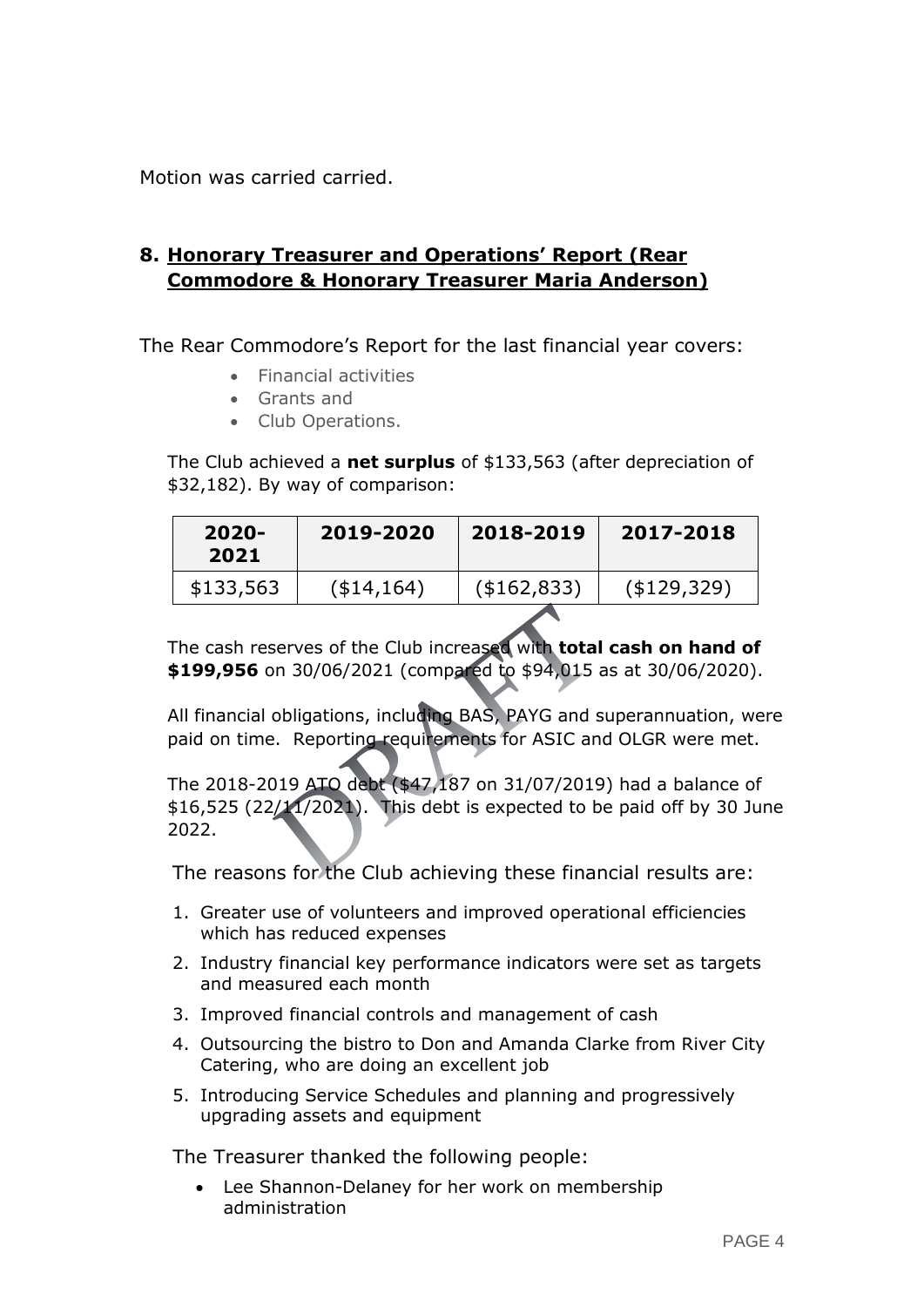Motion was carried carried.

## 8. Honorary Treasurer and Operations' Report (Rear Commodore & Honorary Treasurer Maria Anderson)

The Rear Commodore's Report for the last financial year covers:

- Financial activities
- Grants and
- Club Operations.

The Club achieved a **net surplus** of $133,563 (after depreciation of $32,182). By way of comparison:

| 2020-2021 | 2019-2020 | 2018-2019 | 2017-2018 |
|---|---|---|---|
| $133,563 | ($14,164) | ($162,833) | ($129,329) |

The cash reserves of the Club increased with **total cash on hand of $199,956** on 30/06/2021 (compared to $94,015 as at 30/06/2020).

All financial obligations, including BAS, PAYG and superannuation, were paid on time. Reporting requirements for ASIC and OLGR were met.

The 2018-2019 ATO debt ($47,187 on 31/07/2019) had a balance of $16,525 (22/11/2021). This debt is expected to be paid off by 30 June 2022.

The reasons for the Club achieving these financial results are:

1. Greater use of volunteers and improved operational efficiencies which has reduced expenses
2. Industry financial key performance indicators were set as targets and measured each month
3. Improved financial controls and management of cash
4. Outsourcing the bistro to Don and Amanda Clarke from River City Catering, who are doing an excellent job
5. Introducing Service Schedules and planning and progressively upgrading assets and equipment

The Treasurer thanked the following people:

- Lee Shannon-Delaney for her work on membership administration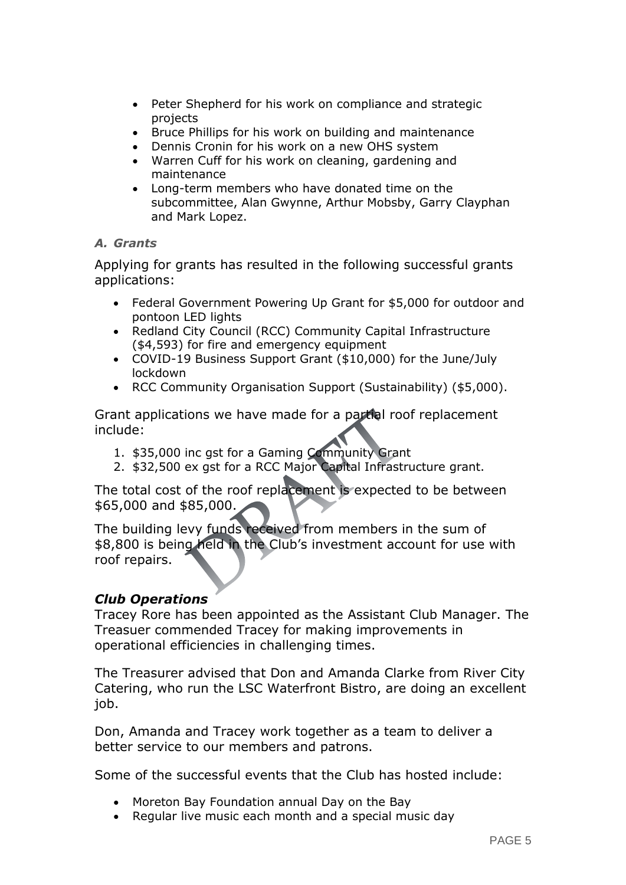- Peter Shepherd for his work on compliance and strategic projects
- Bruce Phillips for his work on building and maintenance
- Dennis Cronin for his work on a new OHS system
- Warren Cuff for his work on cleaning, gardening and maintenance
- Long-term members who have donated time on the subcommittee, Alan Gwynne, Arthur Mobsby, Garry Clayphan and Mark Lopez.

### *A. Grants*

Applying for grants has resulted in the following successful grants applications:

- Federal Government Powering Up Grant for $5,000 for outdoor and pontoon LED lights
- Redland City Council (RCC) Community Capital Infrastructure ($4,593) for fire and emergency equipment
- COVID-19 Business Support Grant ($10,000) for the June/July lockdown
- RCC Community Organisation Support (Sustainability) ($5,000).

Grant applications we have made for a partial roof replacement include:

1. $35,000 inc gst for a Gaming Community Grant
2. $32,500 ex gst for a RCC Major Capital Infrastructure grant.

The total cost of the roof replacement is expected to be between $65,000 and $85,000.

The building levy funds received from members in the sum of $8,800 is being held in the Club's investment account for use with roof repairs.

### ***Club Operations***

Tracey Rore has been appointed as the Assistant Club Manager. The Treasuer commended Tracey for making improvements in operational efficiencies in challenging times.

The Treasurer advised that Don and Amanda Clarke from River City Catering, who run the LSC Waterfront Bistro, are doing an excellent job.

Don, Amanda and Tracey work together as a team to deliver a better service to our members and patrons.

Some of the successful events that the Club has hosted include:

- Moreton Bay Foundation annual Day on the Bay
- Regular live music each month and a special music day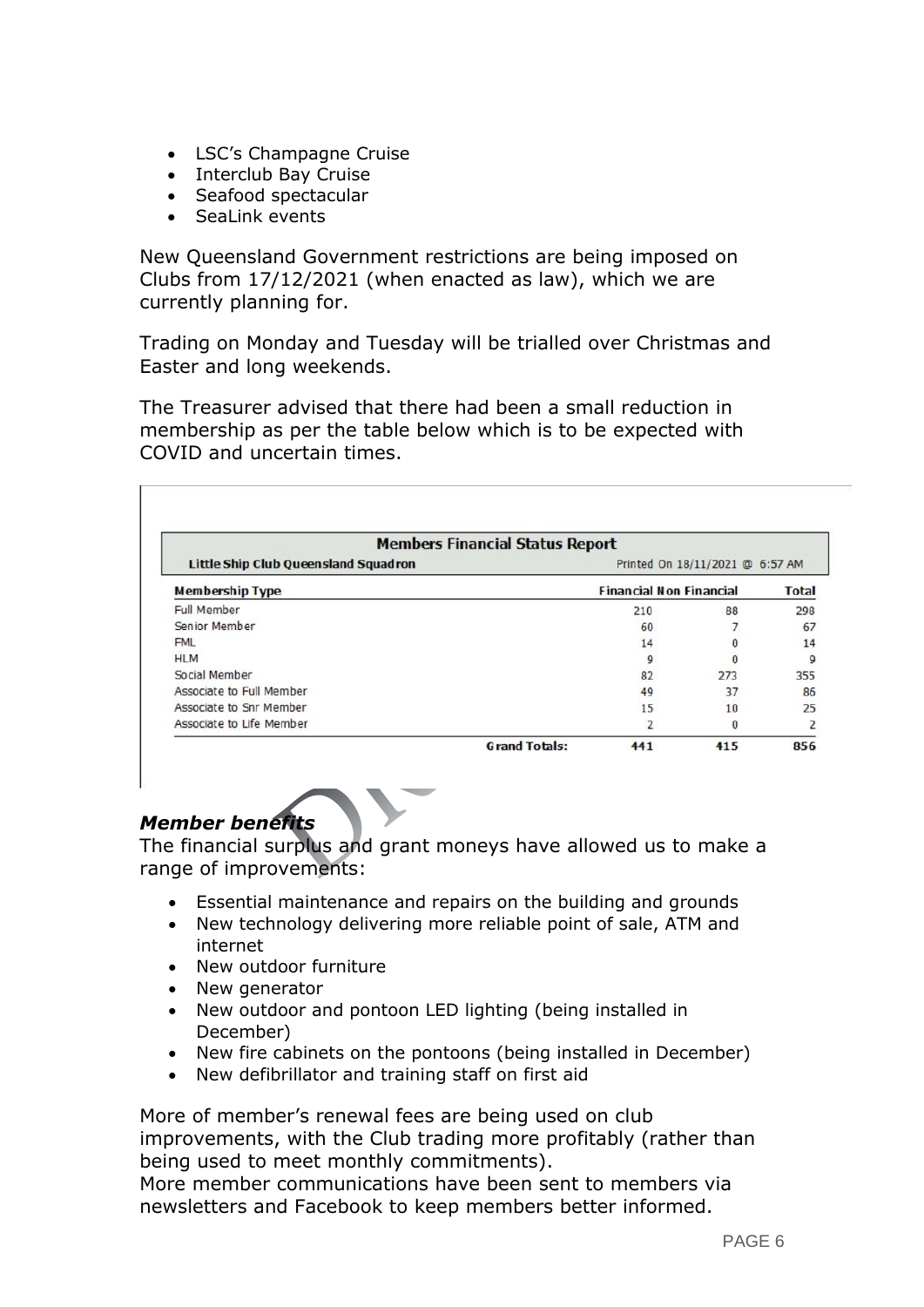- LSC's Champagne Cruise
- Interclub Bay Cruise
- Seafood spectacular
- SeaLink events

New Queensland Government restrictions are being imposed on Clubs from 17/12/2021 (when enacted as law), which we are currently planning for.

Trading on Monday and Tuesday will be trialled over Christmas and Easter and long weekends.

The Treasurer advised that there had been a small reduction in membership as per the table below which is to be expected with COVID and uncertain times.

**Members Financial Status Report**

**Little Ship Club Queensland Squadron** — Printed On 18/11/2021 @ 6:57 AM

| Membership Type | Financial | Non Financial | Total |
|---|---|---|---|
| Full Member | 210 | 88 | 298 |
| Senior Member | 60 | 7 | 67 |
| FML | 14 | 0 | 14 |
| HLM | 9 | 0 | 9 |
| Social Member | 82 | 273 | 355 |
| Associate to Full Member | 49 | 37 | 86 |
| Associate to Snr Member | 15 | 10 | 25 |
| Associate to Life Member | 2 | 0 | 2 |
| **Grand Totals:** | **441** | **415** | **856** |

### *Member benefits*

The financial surplus and grant moneys have allowed us to make a range of improvements:

- Essential maintenance and repairs on the building and grounds
- New technology delivering more reliable point of sale, ATM and internet
- New outdoor furniture
- New generator
- New outdoor and pontoon LED lighting (being installed in December)
- New fire cabinets on the pontoons (being installed in December)
- New defibrillator and training staff on first aid

More of member's renewal fees are being used on club improvements, with the Club trading more profitably (rather than being used to meet monthly commitments).

More member communications have been sent to members via newsletters and Facebook to keep members better informed.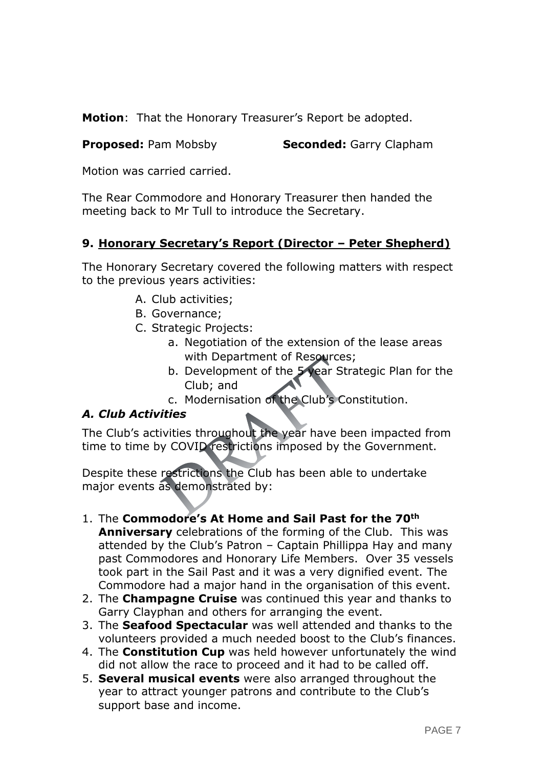**Motion**: That the Honorary Treasurer's Report be adopted.

**Proposed:** Pam Mobsby **Seconded:** Garry Clapham

Motion was carried carried.

The Rear Commodore and Honorary Treasurer then handed the meeting back to Mr Tull to introduce the Secretary.

## 9. Honorary Secretary's Report (Director – Peter Shepherd)

The Honorary Secretary covered the following matters with respect to the previous years activities:

A. Club activities;
B. Governance;
C. Strategic Projects:
   a. Negotiation of the extension of the lease areas with Department of Resources;
   b. Development of the 5 year Strategic Plan for the Club; and
   c. Modernisation of the Club's Constitution.

### *A. Club Activities*

The Club's activities throughout the year have been impacted from time to time by COVID restrictions imposed by the Government.

Despite these restrictions the Club has been able to undertake major events as demonstrated by:

1. The **Commodore's At Home and Sail Past for the 70th Anniversary** celebrations of the forming of the Club. This was attended by the Club's Patron – Captain Phillippa Hay and many past Commodores and Honorary Life Members. Over 35 vessels took part in the Sail Past and it was a very dignified event. The Commodore had a major hand in the organisation of this event.
2. The **Champagne Cruise** was continued this year and thanks to Garry Clayphan and others for arranging the event.
3. The **Seafood Spectacular** was well attended and thanks to the volunteers provided a much needed boost to the Club's finances.
4. The **Constitution Cup** was held however unfortunately the wind did not allow the race to proceed and it had to be called off.
5. **Several musical events** were also arranged throughout the year to attract younger patrons and contribute to the Club's support base and income.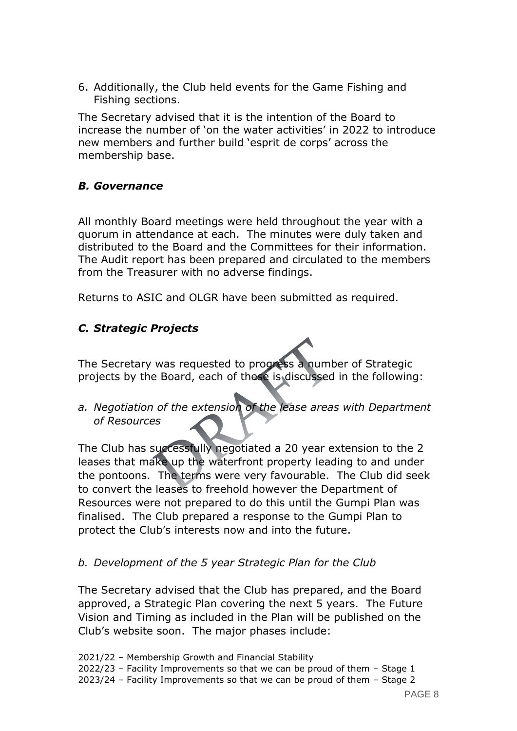6. Additionally, the Club held events for the Game Fishing and Fishing sections.

The Secretary advised that it is the intention of the Board to increase the number of 'on the water activities' in 2022 to introduce new members and further build 'esprit de corps' across the membership base.

### *B. Governance*

All monthly Board meetings were held throughout the year with a quorum in attendance at each. The minutes were duly taken and distributed to the Board and the Committees for their information. The Audit report has been prepared and circulated to the members from the Treasurer with no adverse findings.

Returns to ASIC and OLGR have been submitted as required.

### *C. Strategic Projects*

The Secretary was requested to progress a number of Strategic projects by the Board, each of these is discussed in the following:

*a. Negotiation of the extension of the lease areas with Department of Resources*

The Club has successfully negotiated a 20 year extension to the 2 leases that make up the waterfront property leading to and under the pontoons. The terms were very favourable. The Club did seek to convert the leases to freehold however the Department of Resources were not prepared to do this until the Gumpi Plan was finalised. The Club prepared a response to the Gumpi Plan to protect the Club's interests now and into the future.

*b. Development of the 5 year Strategic Plan for the Club*

The Secretary advised that the Club has prepared, and the Board approved, a Strategic Plan covering the next 5 years. The Future Vision and Timing as included in the Plan will be published on the Club's website soon. The major phases include:

2021/22 – Membership Growth and Financial Stability
2022/23 – Facility Improvements so that we can be proud of them – Stage 1
2023/24 – Facility Improvements so that we can be proud of them – Stage 2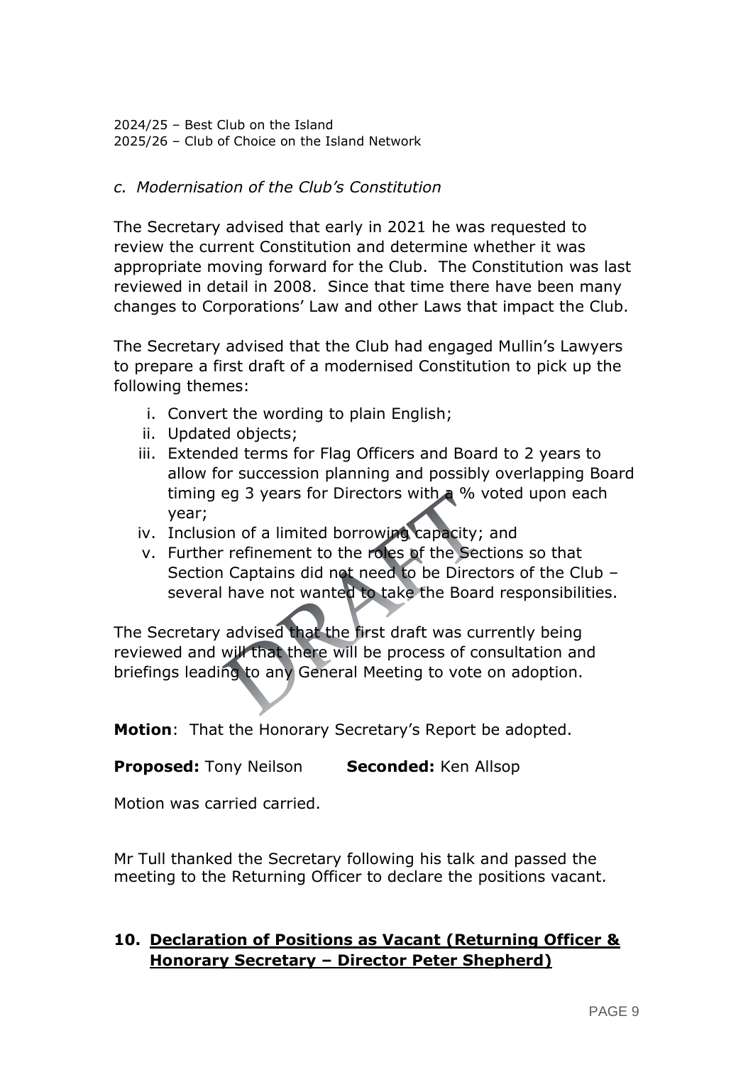2024/25 – Best Club on the Island
2025/26 – Club of Choice on the Island Network

*c. Modernisation of the Club's Constitution*

The Secretary advised that early in 2021 he was requested to review the current Constitution and determine whether it was appropriate moving forward for the Club. The Constitution was last reviewed in detail in 2008. Since that time there have been many changes to Corporations' Law and other Laws that impact the Club.

The Secretary advised that the Club had engaged Mullin's Lawyers to prepare a first draft of a modernised Constitution to pick up the following themes:

i. Convert the wording to plain English;
ii. Updated objects;
iii. Extended terms for Flag Officers and Board to 2 years to allow for succession planning and possibly overlapping Board timing eg 3 years for Directors with a % voted upon each year;
iv. Inclusion of a limited borrowing capacity; and
v. Further refinement to the roles of the Sections so that Section Captains did not need to be Directors of the Club – several have not wanted to take the Board responsibilities.

The Secretary advised that the first draft was currently being reviewed and will that there will be process of consultation and briefings leading to any General Meeting to vote on adoption.

**Motion**: That the Honorary Secretary's Report be adopted.

**Proposed:** Tony Neilson **Seconded:** Ken Allsop

Motion was carried carried.

Mr Tull thanked the Secretary following his talk and passed the meeting to the Returning Officer to declare the positions vacant.

## 10. Declaration of Positions as Vacant (Returning Officer & Honorary Secretary – Director Peter Shepherd)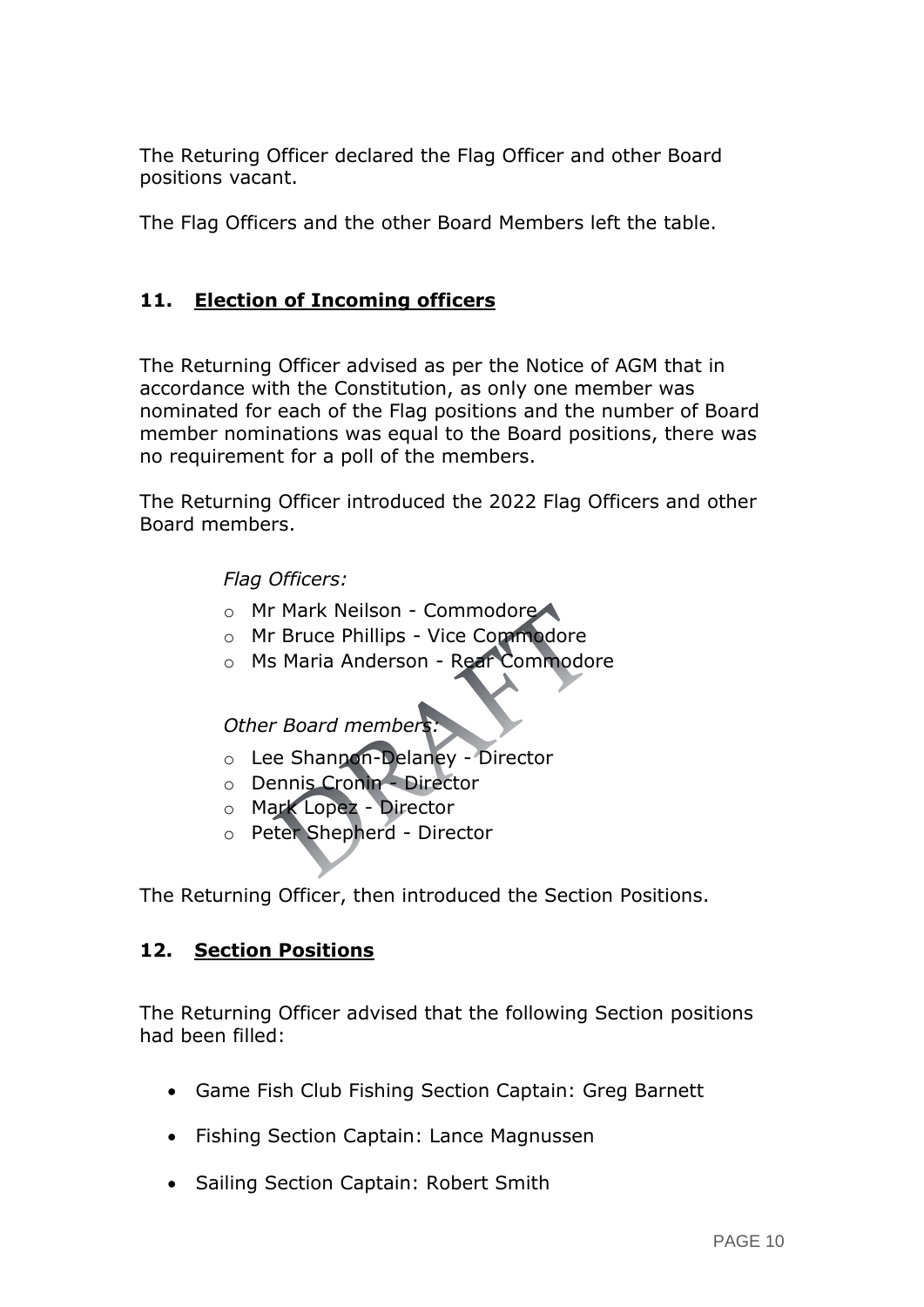The Returing Officer declared the Flag Officer and other Board positions vacant.

The Flag Officers and the other Board Members left the table.

## 11. Election of Incoming officers

The Returning Officer advised as per the Notice of AGM that in accordance with the Constitution, as only one member was nominated for each of the Flag positions and the number of Board member nominations was equal to the Board positions, there was no requirement for a poll of the members.

The Returning Officer introduced the 2022 Flag Officers and other Board members.

*Flag Officers:*

- Mr Mark Neilson - Commodore
- Mr Bruce Phillips - Vice Commodore
- Ms Maria Anderson - Rear Commodore

*Other Board members:*

- Lee Shannon-Delaney - Director
- Dennis Cronin - Director
- Mark Lopez - Director
- Peter Shepherd - Director

The Returning Officer, then introduced the Section Positions.

## 12. Section Positions

The Returning Officer advised that the following Section positions had been filled:

- Game Fish Club Fishing Section Captain: Greg Barnett
- Fishing Section Captain: Lance Magnussen
- Sailing Section Captain: Robert Smith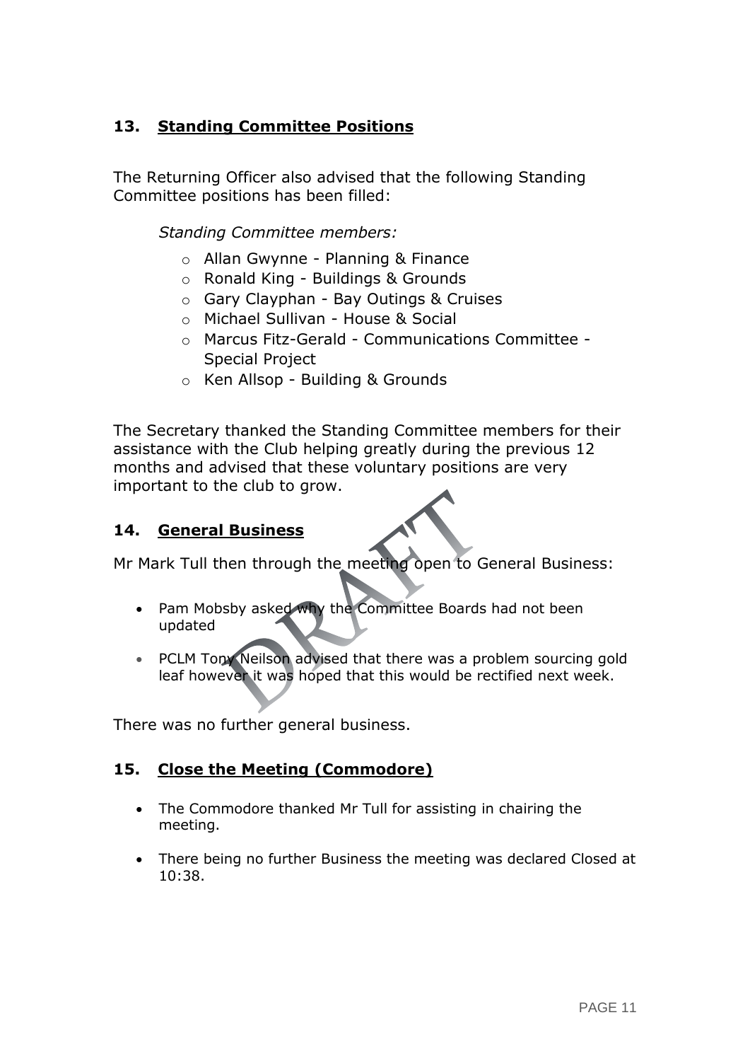## 13. Standing Committee Positions

The Returning Officer also advised that the following Standing Committee positions has been filled:

*Standing Committee members:*

- Allan Gwynne - Planning & Finance
- Ronald King - Buildings & Grounds
- Gary Clayphan - Bay Outings & Cruises
- Michael Sullivan - House & Social
- Marcus Fitz-Gerald - Communications Committee - Special Project
- Ken Allsop - Building & Grounds

The Secretary thanked the Standing Committee members for their assistance with the Club helping greatly during the previous 12 months and advised that these voluntary positions are very important to the club to grow.

## 14. General Business

Mr Mark Tull then through the meeting open to General Business:

- Pam Mobsby asked why the Committee Boards had not been updated
- PCLM Tony Neilson advised that there was a problem sourcing gold leaf however it was hoped that this would be rectified next week.

There was no further general business.

## 15. Close the Meeting (Commodore)

- The Commodore thanked Mr Tull for assisting in chairing the meeting.
- There being no further Business the meeting was declared Closed at 10:38.